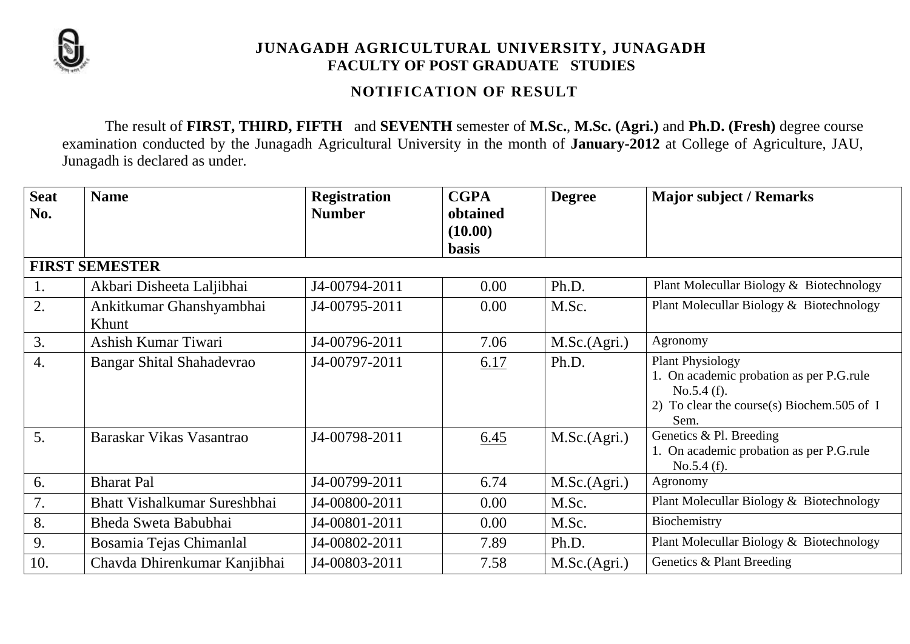# JUNAGADH AGRICULTURAL UNIVERSITY, JUNAGADH
## FACULTY OF POST GRADUATE STUDIES

### NOTIFICATION OF RESULT

The result of **FIRST, THIRD, FIFTH** and **SEVENTH** semester of **M.Sc.**, **M.Sc. (Agri.)** and **Ph.D. (Fresh)** degree course examination conducted by the Junagadh Agricultural University in the month of **January-2012** at College of Agriculture, JAU, Junagadh is declared as under.

| Seat No. | Name | Registration Number | CGPA obtained (10.00) basis | Degree | Major subject / Remarks |
|---|---|---|---|---|---|
| **FIRST SEMESTER** | | | | | |
| 1. | Akbari Disheeta Laljibhai | J4-00794-2011 | 0.00 | Ph.D. | Plant Molecullar Biology & Biotechnology |
| 2. | Ankitkumar Ghanshyambhai Khunt | J4-00795-2011 | 0.00 | M.Sc. | Plant Molecullar Biology & Biotechnology |
| 3. | Ashish Kumar Tiwari | J4-00796-2011 | 7.06 | M.Sc.(Agri.) | Agronomy |
| 4. | Bangar Shital Shahadevrao | J4-00797-2011 | 6.17 | Ph.D. | Plant Physiology<br>1. On academic probation as per P.G.rule No.5.4 (f).<br>2) To clear the course(s) Biochem.505 of I Sem. |
| 5. | Baraskar Vikas Vasantrao | J4-00798-2011 | 6.45 | M.Sc.(Agri.) | Genetics & Pl. Breeding<br>1. On academic probation as per P.G.rule No.5.4 (f). |
| 6. | Bharat Pal | J4-00799-2011 | 6.74 | M.Sc.(Agri.) | Agronomy |
| 7. | Bhatt Vishalkumar Sureshbhai | J4-00800-2011 | 0.00 | M.Sc. | Plant Molecullar Biology & Biotechnology |
| 8. | Bheda Sweta Babubhai | J4-00801-2011 | 0.00 | M.Sc. | Biochemistry |
| 9. | Bosamia Tejas Chimanlal | J4-00802-2011 | 7.89 | Ph.D. | Plant Molecullar Biology & Biotechnology |
| 10. | Chavda Dhirenkumar Kanjibhai | J4-00803-2011 | 7.58 | M.Sc.(Agri.) | Genetics & Plant Breeding |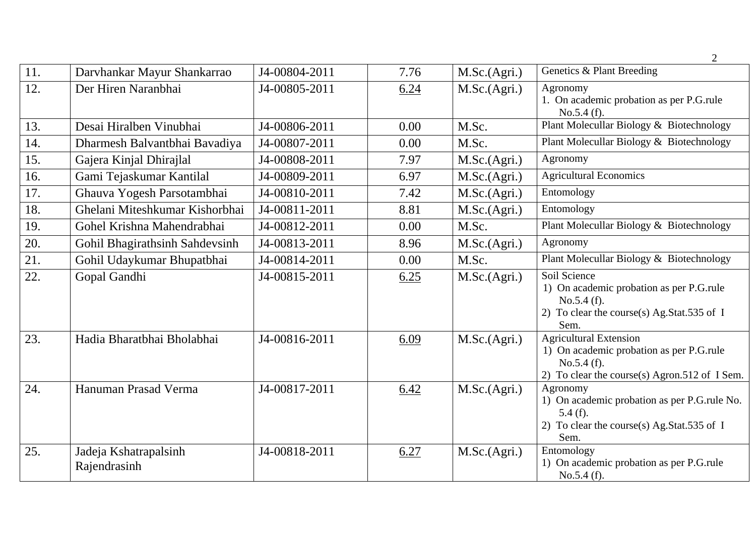| 11. | Darvhankar Mayur Shankarrao | J4-00804-2011 | 7.76 | M.Sc.(Agri.) | Genetics & Plant Breeding |
|---|---|---|---|---|---|
| 12. | Der Hiren Naranbhai | J4-00805-2011 | 6.24 | M.Sc.(Agri.) | Agronomy<br>1. On academic probation as per P.G.rule No.5.4 (f). |
| 13. | Desai Hiralben Vinubhai | J4-00806-2011 | 0.00 | M.Sc. | Plant Molecullar Biology & Biotechnology |
| 14. | Dharmesh Balvantbhai Bavadiya | J4-00807-2011 | 0.00 | M.Sc. | Plant Molecullar Biology & Biotechnology |
| 15. | Gajera Kinjal Dhirajlal | J4-00808-2011 | 7.97 | M.Sc.(Agri.) | Agronomy |
| 16. | Gami Tejaskumar Kantilal | J4-00809-2011 | 6.97 | M.Sc.(Agri.) | Agricultural Economics |
| 17. | Ghauva Yogesh Parsotambhai | J4-00810-2011 | 7.42 | M.Sc.(Agri.) | Entomology |
| 18. | Ghelani Miteshkumar Kishorbhai | J4-00811-2011 | 8.81 | M.Sc.(Agri.) | Entomology |
| 19. | Gohel Krishna Mahendrabhai | J4-00812-2011 | 0.00 | M.Sc. | Plant Molecullar Biology & Biotechnology |
| 20. | Gohil Bhagirathsinh Sahdevsinh | J4-00813-2011 | 8.96 | M.Sc.(Agri.) | Agronomy |
| 21. | Gohil Udaykumar Bhupatbhai | J4-00814-2011 | 0.00 | M.Sc. | Plant Molecullar Biology & Biotechnology |
| 22. | Gopal Gandhi | J4-00815-2011 | 6.25 | M.Sc.(Agri.) | Soil Science<br>1) On academic probation as per P.G.rule No.5.4 (f).<br>2) To clear the course(s) Ag.Stat.535 of I Sem. |
| 23. | Hadia Bharatbhai Bholabhai | J4-00816-2011 | 6.09 | M.Sc.(Agri.) | Agricultural Extension<br>1) On academic probation as per P.G.rule No.5.4 (f).<br>2) To clear the course(s) Agron.512 of I Sem. |
| 24. | Hanuman Prasad Verma | J4-00817-2011 | 6.42 | M.Sc.(Agri.) | Agronomy<br>1) On academic probation as per P.G.rule No. 5.4 (f).<br>2) To clear the course(s) Ag.Stat.535 of I Sem. |
| 25. | Jadeja Kshatrapalsinh Rajendrasinh | J4-00818-2011 | 6.27 | M.Sc.(Agri.) | Entomology<br>1) On academic probation as per P.G.rule No.5.4 (f). |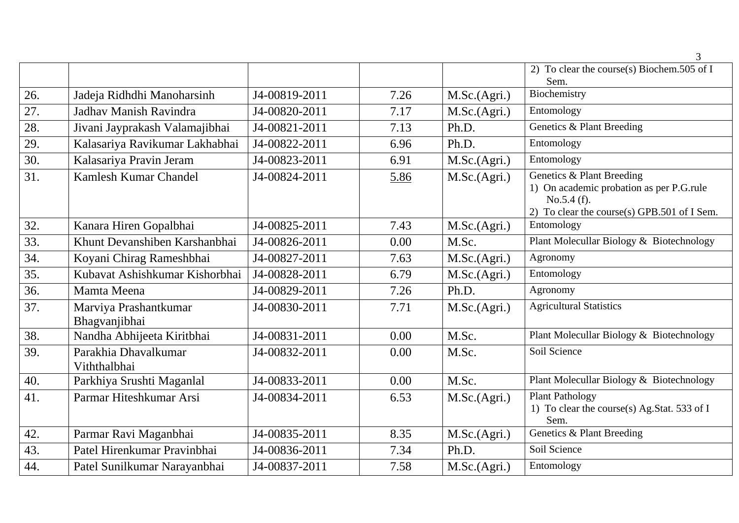| | | | | | |
|---|---|---|---|---|---|
| | | | | | 2) To clear the course(s) Biochem.505 of I Sem. |
| 26. | Jadeja Ridhdhi Manoharsinh | J4-00819-2011 | 7.26 | M.Sc.(Agri.) | Biochemistry |
| 27. | Jadhav Manish Ravindra | J4-00820-2011 | 7.17 | M.Sc.(Agri.) | Entomology |
| 28. | Jivani Jayprakash Valamajibhai | J4-00821-2011 | 7.13 | Ph.D. | Genetics & Plant Breeding |
| 29. | Kalasariya Ravikumar Lakhabhai | J4-00822-2011 | 6.96 | Ph.D. | Entomology |
| 30. | Kalasariya Pravin Jeram | J4-00823-2011 | 6.91 | M.Sc.(Agri.) | Entomology |
| 31. | Kamlesh Kumar Chandel | J4-00824-2011 | 5.86 | M.Sc.(Agri.) | Genetics & Plant Breeding<br>1) On academic probation as per P.G.rule No.5.4 (f).<br>2) To clear the course(s) GPB.501 of I Sem. |
| 32. | Kanara Hiren Gopalbhai | J4-00825-2011 | 7.43 | M.Sc.(Agri.) | Entomology |
| 33. | Khunt Devanshiben Karshanbhai | J4-00826-2011 | 0.00 | M.Sc. | Plant Molecullar Biology & Biotechnology |
| 34. | Koyani Chirag Rameshbhai | J4-00827-2011 | 7.63 | M.Sc.(Agri.) | Agronomy |
| 35. | Kubavat Ashishkumar Kishorbhai | J4-00828-2011 | 6.79 | M.Sc.(Agri.) | Entomology |
| 36. | Mamta Meena | J4-00829-2011 | 7.26 | Ph.D. | Agronomy |
| 37. | Marviya Prashantkumar Bhagvanjibhai | J4-00830-2011 | 7.71 | M.Sc.(Agri.) | Agricultural Statistics |
| 38. | Nandha Abhijeeta Kiritbhai | J4-00831-2011 | 0.00 | M.Sc. | Plant Molecullar Biology & Biotechnology |
| 39. | Parakhia Dhavalkumar Viththalbhai | J4-00832-2011 | 0.00 | M.Sc. | Soil Science |
| 40. | Parkhiya Srushti Maganlal | J4-00833-2011 | 0.00 | M.Sc. | Plant Molecullar Biology & Biotechnology |
| 41. | Parmar Hiteshkumar Arsi | J4-00834-2011 | 6.53 | M.Sc.(Agri.) | Plant Pathology<br>1) To clear the course(s) Ag.Stat. 533 of I Sem. |
| 42. | Parmar Ravi Maganbhai | J4-00835-2011 | 8.35 | M.Sc.(Agri.) | Genetics & Plant Breeding |
| 43. | Patel Hirenkumar Pravinbhai | J4-00836-2011 | 7.34 | Ph.D. | Soil Science |
| 44. | Patel Sunilkumar Narayanbhai | J4-00837-2011 | 7.58 | M.Sc.(Agri.) | Entomology |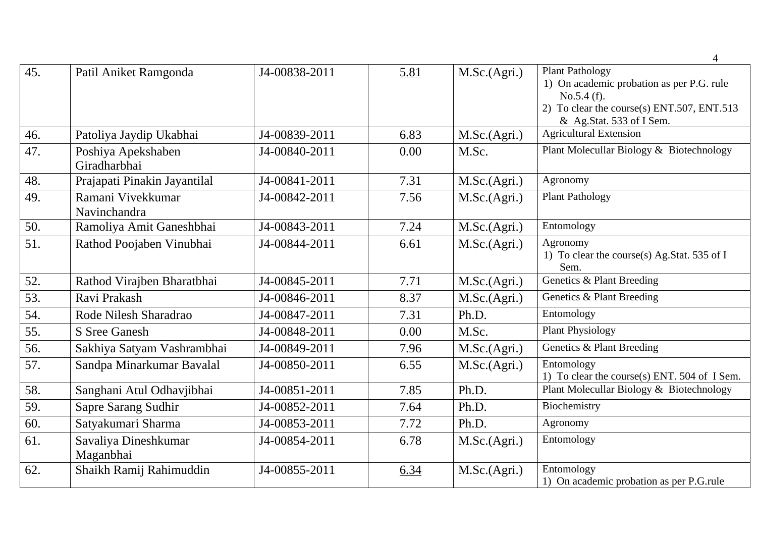| 45. | Patil Aniket Ramgonda | J4-00838-2011 | 5.81 | M.Sc.(Agri.) | Plant Pathology<br>1) On academic probation as per P.G. rule No.5.4 (f).<br>2) To clear the course(s) ENT.507, ENT.513 & Ag.Stat. 533 of I Sem. |
|---|---|---|---|---|---|
| 46. | Patoliya Jaydip Ukabhai | J4-00839-2011 | 6.83 | M.Sc.(Agri.) | Agricultural Extension |
| 47. | Poshiya Apekshaben Giradharbhai | J4-00840-2011 | 0.00 | M.Sc. | Plant Molecullar Biology & Biotechnology |
| 48. | Prajapati Pinakin Jayantilal | J4-00841-2011 | 7.31 | M.Sc.(Agri.) | Agronomy |
| 49. | Ramani Vivekkumar Navinchandra | J4-00842-2011 | 7.56 | M.Sc.(Agri.) | Plant Pathology |
| 50. | Ramoliya Amit Ganeshbhai | J4-00843-2011 | 7.24 | M.Sc.(Agri.) | Entomology |
| 51. | Rathod Poojaben Vinubhai | J4-00844-2011 | 6.61 | M.Sc.(Agri.) | Agronomy<br>1) To clear the course(s) Ag.Stat. 535 of I Sem. |
| 52. | Rathod Virajben Bharatbhai | J4-00845-2011 | 7.71 | M.Sc.(Agri.) | Genetics & Plant Breeding |
| 53. | Ravi Prakash | J4-00846-2011 | 8.37 | M.Sc.(Agri.) | Genetics & Plant Breeding |
| 54. | Rode Nilesh Sharadrao | J4-00847-2011 | 7.31 | Ph.D. | Entomology |
| 55. | S Sree Ganesh | J4-00848-2011 | 0.00 | M.Sc. | Plant Physiology |
| 56. | Sakhiya Satyam Vashrambhai | J4-00849-2011 | 7.96 | M.Sc.(Agri.) | Genetics & Plant Breeding |
| 57. | Sandpa Minarkumar Bavalal | J4-00850-2011 | 6.55 | M.Sc.(Agri.) | Entomology<br>1) To clear the course(s) ENT. 504 of I Sem. |
| 58. | Sanghani Atul Odhavjibhai | J4-00851-2011 | 7.85 | Ph.D. | Plant Molecullar Biology & Biotechnology |
| 59. | Sapre Sarang Sudhir | J4-00852-2011 | 7.64 | Ph.D. | Biochemistry |
| 60. | Satyakumari Sharma | J4-00853-2011 | 7.72 | Ph.D. | Agronomy |
| 61. | Savaliya Dineshkumar Maganbhai | J4-00854-2011 | 6.78 | M.Sc.(Agri.) | Entomology |
| 62. | Shaikh Ramij Rahimuddin | J4-00855-2011 | 6.34 | M.Sc.(Agri.) | Entomology<br>1) On academic probation as per P.G.rule |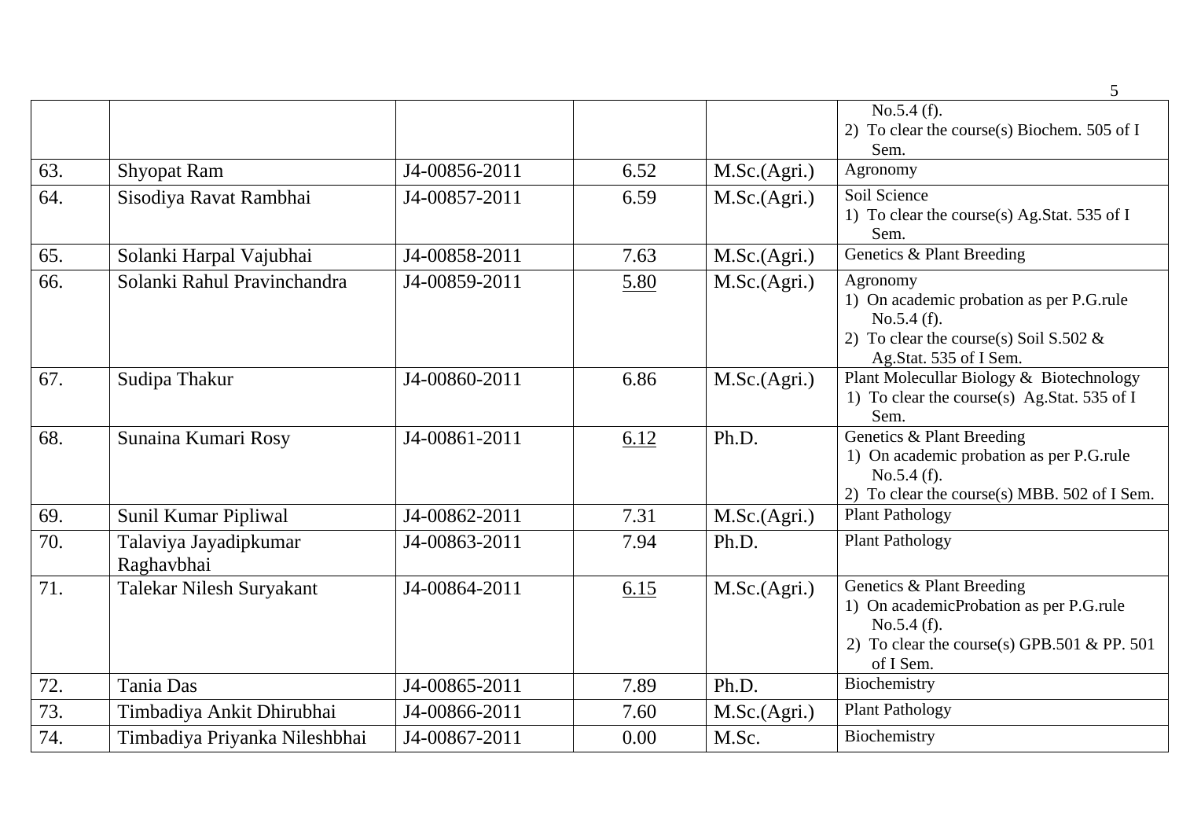| | | | | | |
|---|---|---|---|---|---|
| | | | | | No.5.4 (f).<br>2) To clear the course(s) Biochem. 505 of I Sem. |
| 63. | Shyopat Ram | J4-00856-2011 | 6.52 | M.Sc.(Agri.) | Agronomy |
| 64. | Sisodiya Ravat Rambhai | J4-00857-2011 | 6.59 | M.Sc.(Agri.) | Soil Science<br>1) To clear the course(s) Ag.Stat. 535 of I Sem. |
| 65. | Solanki Harpal Vajubhai | J4-00858-2011 | 7.63 | M.Sc.(Agri.) | Genetics & Plant Breeding |
| 66. | Solanki Rahul Pravinchandra | J4-00859-2011 | 5.80 | M.Sc.(Agri.) | Agronomy<br>1) On academic probation as per P.G.rule No.5.4 (f).<br>2) To clear the course(s) Soil S.502 & Ag.Stat. 535 of I Sem. |
| 67. | Sudipa Thakur | J4-00860-2011 | 6.86 | M.Sc.(Agri.) | Plant Molecullar Biology & Biotechnology<br>1) To clear the course(s) Ag.Stat. 535 of I Sem. |
| 68. | Sunaina Kumari Rosy | J4-00861-2011 | 6.12 | Ph.D. | Genetics & Plant Breeding<br>1) On academic probation as per P.G.rule No.5.4 (f).<br>2) To clear the course(s) MBB. 502 of I Sem. |
| 69. | Sunil Kumar Pipliwal | J4-00862-2011 | 7.31 | M.Sc.(Agri.) | Plant Pathology |
| 70. | Talaviya Jayadipkumar Raghavbhai | J4-00863-2011 | 7.94 | Ph.D. | Plant Pathology |
| 71. | Talekar Nilesh Suryakant | J4-00864-2011 | 6.15 | M.Sc.(Agri.) | Genetics & Plant Breeding<br>1) On academicProbation as per P.G.rule No.5.4 (f).<br>2) To clear the course(s) GPB.501 & PP. 501 of I Sem. |
| 72. | Tania Das | J4-00865-2011 | 7.89 | Ph.D. | Biochemistry |
| 73. | Timbadiya Ankit Dhirubhai | J4-00866-2011 | 7.60 | M.Sc.(Agri.) | Plant Pathology |
| 74. | Timbadiya Priyanka Nileshbhai | J4-00867-2011 | 0.00 | M.Sc. | Biochemistry |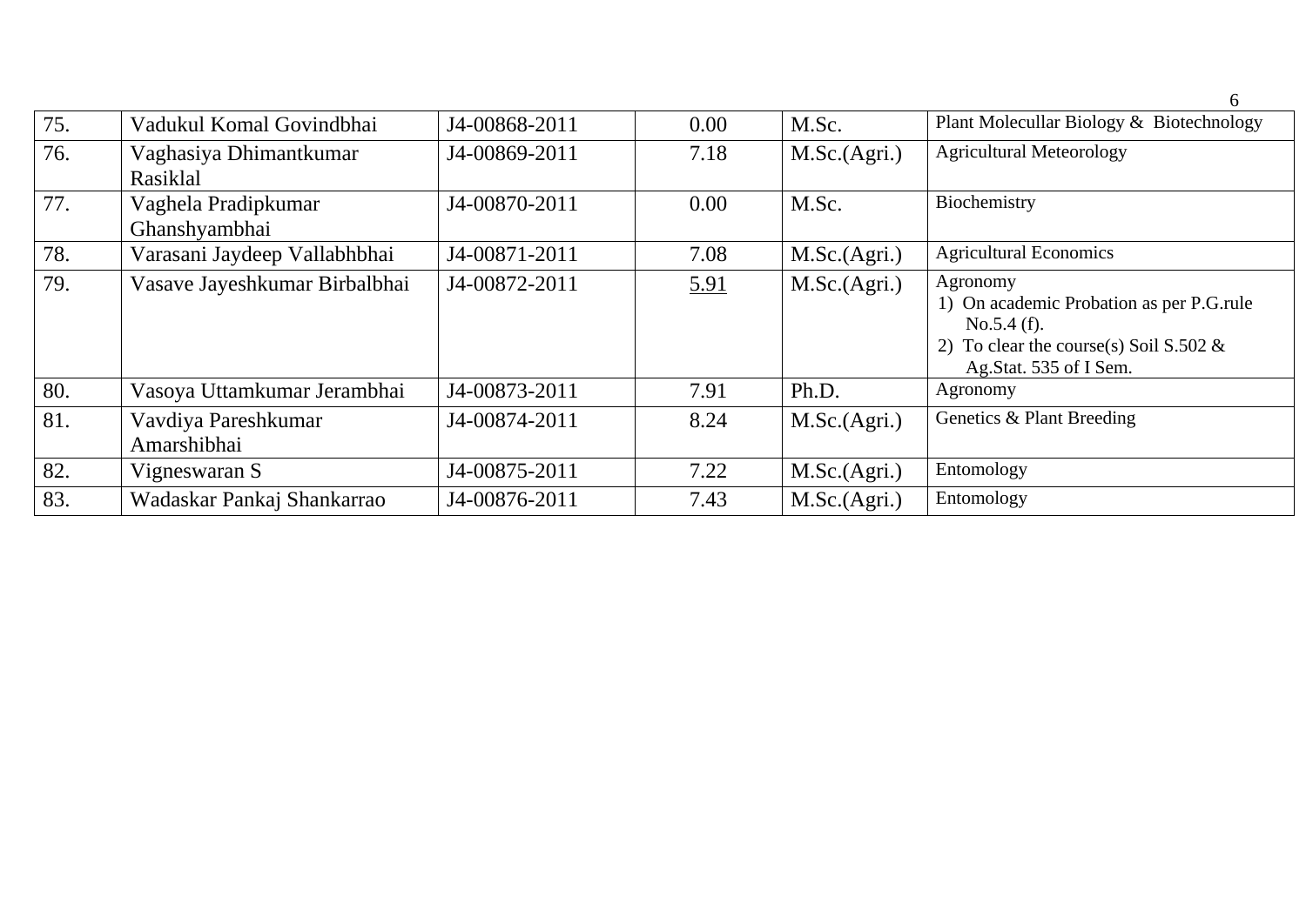| | | | | | |
|---|---|---|---|---|---|
| 75. | Vadukul Komal Govindbhai | J4-00868-2011 | 0.00 | M.Sc. | Plant Molecullar Biology & Biotechnology |
| 76. | Vaghasiya Dhimantkumar Rasiklal | J4-00869-2011 | 7.18 | M.Sc.(Agri.) | Agricultural Meteorology |
| 77. | Vaghela Pradipkumar Ghanshyambhai | J4-00870-2011 | 0.00 | M.Sc. | Biochemistry |
| 78. | Varasani Jaydeep Vallabhbhai | J4-00871-2011 | 7.08 | M.Sc.(Agri.) | Agricultural Economics |
| 79. | Vasave Jayeshkumar Birbalbhai | J4-00872-2011 | 5.91 | M.Sc.(Agri.) | Agronomy<br>1) On academic Probation as per P.G.rule No.5.4 (f).<br>2) To clear the course(s) Soil S.502 & Ag.Stat. 535 of I Sem. |
| 80. | Vasoya Uttamkumar Jerambhai | J4-00873-2011 | 7.91 | Ph.D. | Agronomy |
| 81. | Vavdiya Pareshkumar Amarshibhai | J4-00874-2011 | 8.24 | M.Sc.(Agri.) | Genetics & Plant Breeding |
| 82. | Vigneswaran S | J4-00875-2011 | 7.22 | M.Sc.(Agri.) | Entomology |
| 83. | Wadaskar Pankaj Shankarrao | J4-00876-2011 | 7.43 | M.Sc.(Agri.) | Entomology |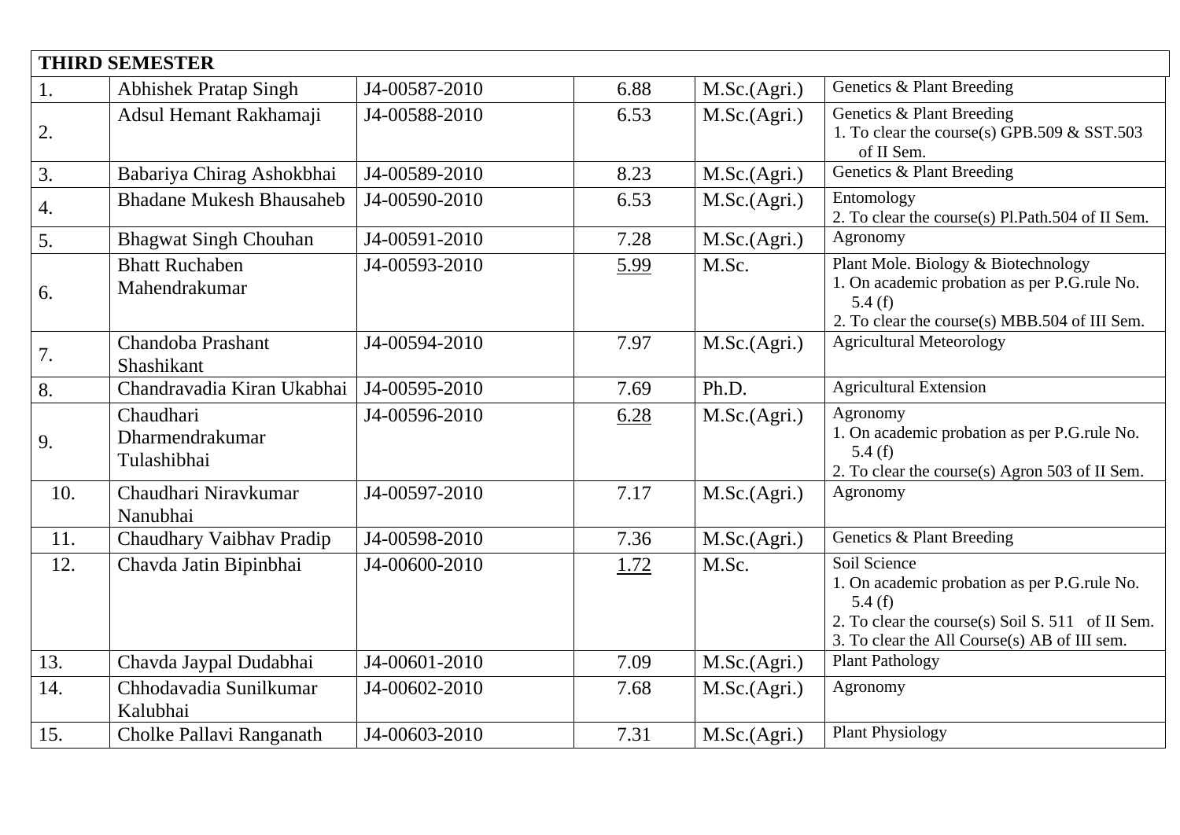| THIRD SEMESTER | | | | | |
|---|---|---|---|---|---|
| 1. | Abhishek Pratap Singh | J4-00587-2010 | 6.88 | M.Sc.(Agri.) | Genetics & Plant Breeding |
| 2. | Adsul Hemant Rakhamaji | J4-00588-2010 | 6.53 | M.Sc.(Agri.) | Genetics & Plant Breeding<br>1. To clear the course(s) GPB.509 & SST.503 of II Sem. |
| 3. | Babariya Chirag Ashokbhai | J4-00589-2010 | 8.23 | M.Sc.(Agri.) | Genetics & Plant Breeding |
| 4. | Bhadane Mukesh Bhausaheb | J4-00590-2010 | 6.53 | M.Sc.(Agri.) | Entomology<br>2. To clear the course(s) Pl.Path.504 of II Sem. |
| 5. | Bhagwat Singh Chouhan | J4-00591-2010 | 7.28 | M.Sc.(Agri.) | Agronomy |
| 6. | Bhatt Ruchaben Mahendrakumar | J4-00593-2010 | <u>5.99</u> | M.Sc. | Plant Mole. Biology & Biotechnology<br>1. On academic probation as per P.G.rule No. 5.4 (f)<br>2. To clear the course(s) MBB.504 of III Sem. |
| 7. | Chandoba Prashant Shashikant | J4-00594-2010 | 7.97 | M.Sc.(Agri.) | Agricultural Meteorology |
| 8. | Chandravadia Kiran Ukabhai | J4-00595-2010 | 7.69 | Ph.D. | Agricultural Extension |
| 9. | Chaudhari Dharmendrakumar Tulashibhai | J4-00596-2010 | <u>6.28</u> | M.Sc.(Agri.) | Agronomy<br>1. On academic probation as per P.G.rule No. 5.4 (f)<br>2. To clear the course(s) Agron 503 of II Sem. |
| 10. | Chaudhari Niravkumar Nanubhai | J4-00597-2010 | 7.17 | M.Sc.(Agri.) | Agronomy |
| 11. | Chaudhary Vaibhav Pradip | J4-00598-2010 | 7.36 | M.Sc.(Agri.) | Genetics & Plant Breeding |
| 12. | Chavda Jatin Bipinbhai | J4-00600-2010 | <u>1.72</u> | M.Sc. | Soil Science<br>1. On academic probation as per P.G.rule No. 5.4 (f)<br>2. To clear the course(s) Soil S. 511 of II Sem.<br>3. To clear the All Course(s) AB of III sem. |
| 13. | Chavda Jaypal Dudabhai | J4-00601-2010 | 7.09 | M.Sc.(Agri.) | Plant Pathology |
| 14. | Chhodavadia Sunilkumar Kalubhai | J4-00602-2010 | 7.68 | M.Sc.(Agri.) | Agronomy |
| 15. | Cholke Pallavi Ranganath | J4-00603-2010 | 7.31 | M.Sc.(Agri.) | Plant Physiology |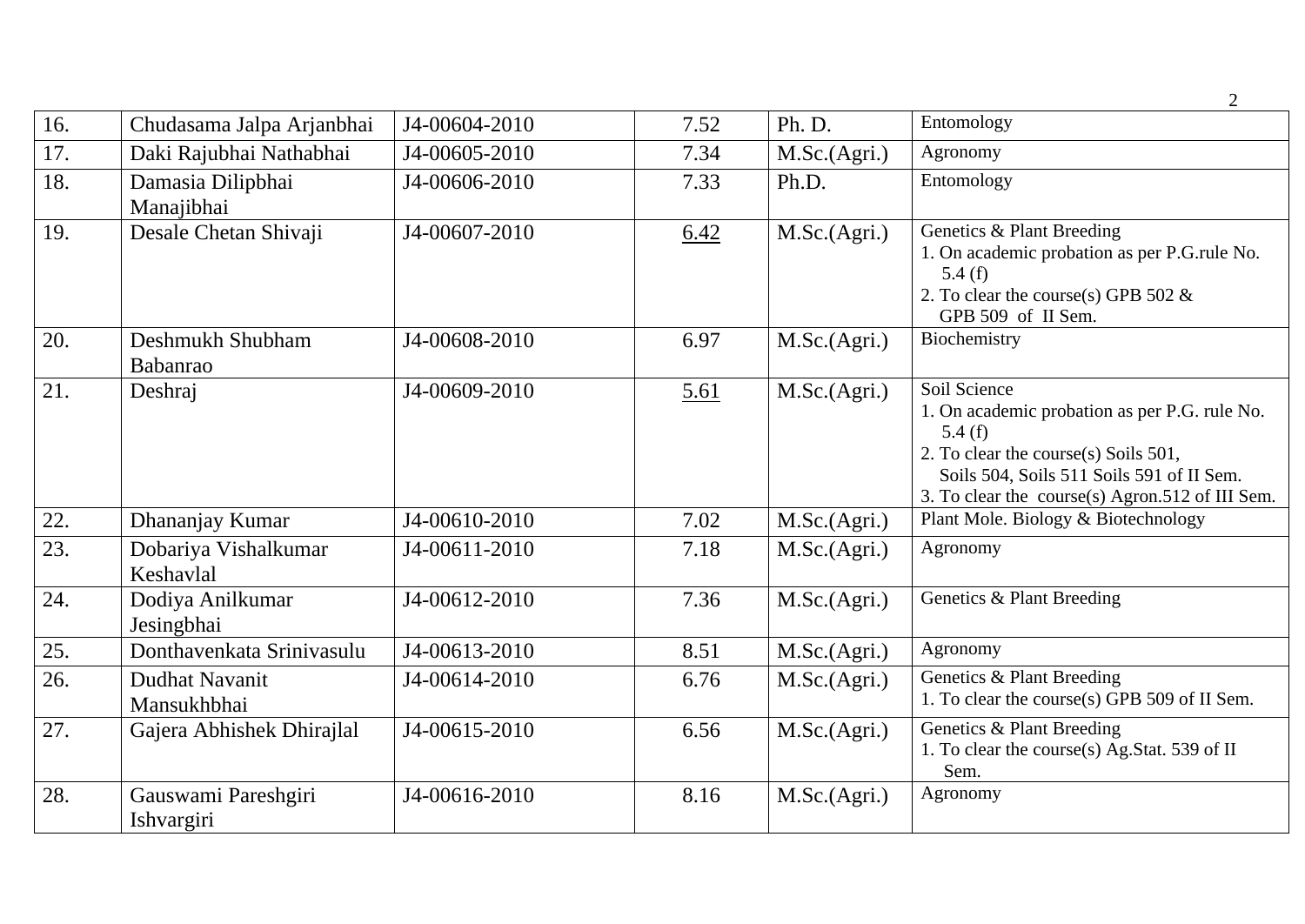| 16. | Chudasama Jalpa Arjanbhai | J4-00604-2010 | 7.52 | Ph. D. | Entomology |
|---|---|---|---|---|---|
| 17. | Daki Rajubhai Nathabhai | J4-00605-2010 | 7.34 | M.Sc.(Agri.) | Agronomy |
| 18. | Damasia Dilipbhai Manajibhai | J4-00606-2010 | 7.33 | Ph.D. | Entomology |
| 19. | Desale Chetan Shivaji | J4-00607-2010 | 6.42 | M.Sc.(Agri.) | Genetics & Plant Breeding<br>1. On academic probation as per P.G.rule No. 5.4 (f)<br>2. To clear the course(s) GPB 502 & GPB 509 of II Sem. |
| 20. | Deshmukh Shubham Babanrao | J4-00608-2010 | 6.97 | M.Sc.(Agri.) | Biochemistry |
| 21. | Deshraj | J4-00609-2010 | 5.61 | M.Sc.(Agri.) | Soil Science<br>1. On academic probation as per P.G. rule No. 5.4 (f)<br>2. To clear the course(s) Soils 501, Soils 504, Soils 511 Soils 591 of II Sem.<br>3. To clear the course(s) Agron.512 of III Sem. |
| 22. | Dhananjay Kumar | J4-00610-2010 | 7.02 | M.Sc.(Agri.) | Plant Mole. Biology & Biotechnology |
| 23. | Dobariya Vishalkumar Keshavlal | J4-00611-2010 | 7.18 | M.Sc.(Agri.) | Agronomy |
| 24. | Dodiya Anilkumar Jesingbhai | J4-00612-2010 | 7.36 | M.Sc.(Agri.) | Genetics & Plant Breeding |
| 25. | Donthavenkata Srinivasulu | J4-00613-2010 | 8.51 | M.Sc.(Agri.) | Agronomy |
| 26. | Dudhat Navanit Mansukhbhai | J4-00614-2010 | 6.76 | M.Sc.(Agri.) | Genetics & Plant Breeding<br>1. To clear the course(s) GPB 509 of II Sem. |
| 27. | Gajera Abhishek Dhirajlal | J4-00615-2010 | 6.56 | M.Sc.(Agri.) | Genetics & Plant Breeding<br>1. To clear the course(s) Ag.Stat. 539 of II Sem. |
| 28. | Gauswami Pareshgiri Ishvargiri | J4-00616-2010 | 8.16 | M.Sc.(Agri.) | Agronomy |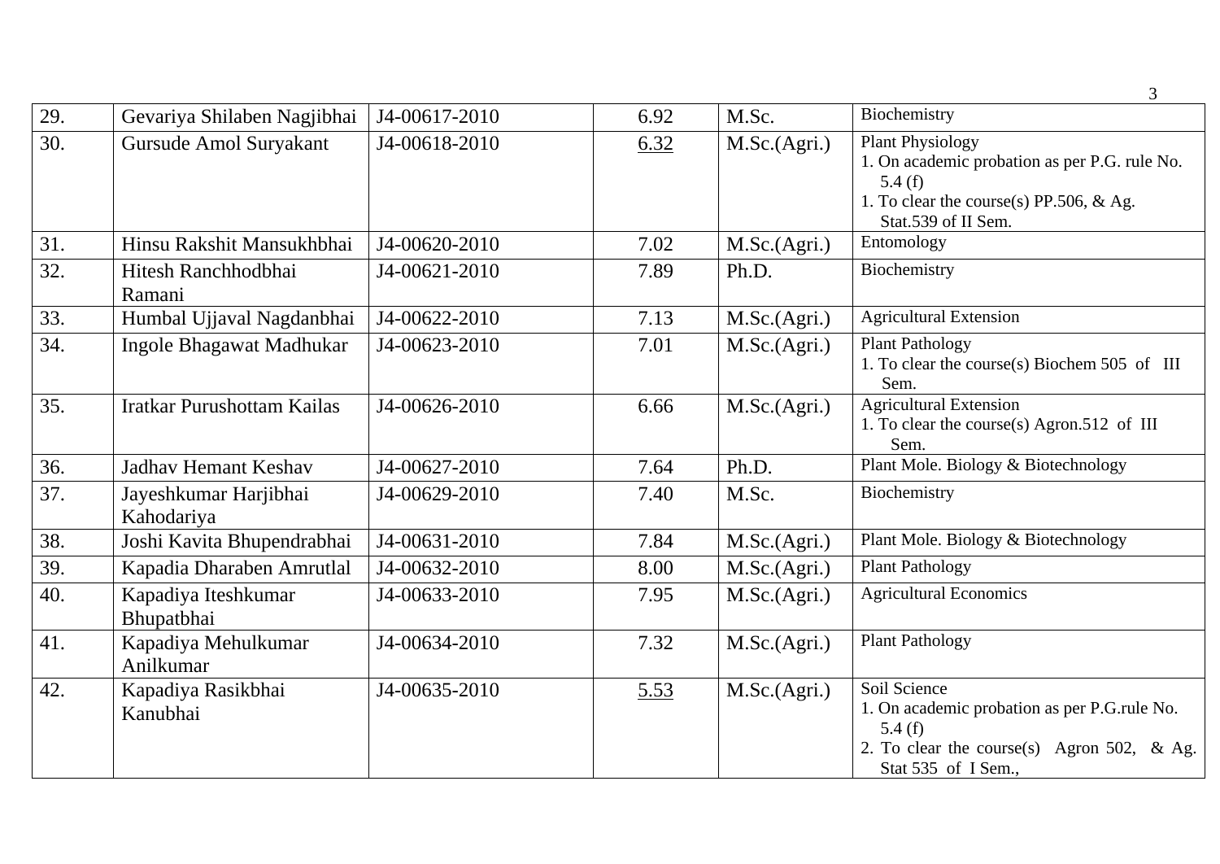| 29. | Gevariya Shilaben Nagjibhai | J4-00617-2010 | 6.92 | M.Sc. | Biochemistry |
|---|---|---|---|---|---|
| 30. | Gursude Amol Suryakant | J4-00618-2010 | 6.32 | M.Sc.(Agri.) | Plant Physiology<br>1. On academic probation as per P.G. rule No. 5.4 (f)<br>1. To clear the course(s) PP.506, & Ag. Stat.539 of II Sem. |
| 31. | Hinsu Rakshit Mansukhbhai | J4-00620-2010 | 7.02 | M.Sc.(Agri.) | Entomology |
| 32. | Hitesh Ranchhodbhai Ramani | J4-00621-2010 | 7.89 | Ph.D. | Biochemistry |
| 33. | Humbal Ujjaval Nagdanbhai | J4-00622-2010 | 7.13 | M.Sc.(Agri.) | Agricultural Extension |
| 34. | Ingole Bhagawat Madhukar | J4-00623-2010 | 7.01 | M.Sc.(Agri.) | Plant Pathology<br>1. To clear the course(s) Biochem 505 of III Sem. |
| 35. | Iratkar Purushottam Kailas | J4-00626-2010 | 6.66 | M.Sc.(Agri.) | Agricultural Extension<br>1. To clear the course(s) Agron.512 of III Sem. |
| 36. | Jadhav Hemant Keshav | J4-00627-2010 | 7.64 | Ph.D. | Plant Mole. Biology & Biotechnology |
| 37. | Jayeshkumar Harjibhai Kahodariya | J4-00629-2010 | 7.40 | M.Sc. | Biochemistry |
| 38. | Joshi Kavita Bhupendrabhai | J4-00631-2010 | 7.84 | M.Sc.(Agri.) | Plant Mole. Biology & Biotechnology |
| 39. | Kapadia Dharaben Amrutlal | J4-00632-2010 | 8.00 | M.Sc.(Agri.) | Plant Pathology |
| 40. | Kapadiya Iteshkumar Bhupatbhai | J4-00633-2010 | 7.95 | M.Sc.(Agri.) | Agricultural Economics |
| 41. | Kapadiya Mehulkumar Anilkumar | J4-00634-2010 | 7.32 | M.Sc.(Agri.) | Plant Pathology |
| 42. | Kapadiya Rasikbhai Kanubhai | J4-00635-2010 | 5.53 | M.Sc.(Agri.) | Soil Science<br>1. On academic probation as per P.G.rule No. 5.4 (f)<br>2. To clear the course(s) Agron 502, & Ag. Stat 535 of I Sem., |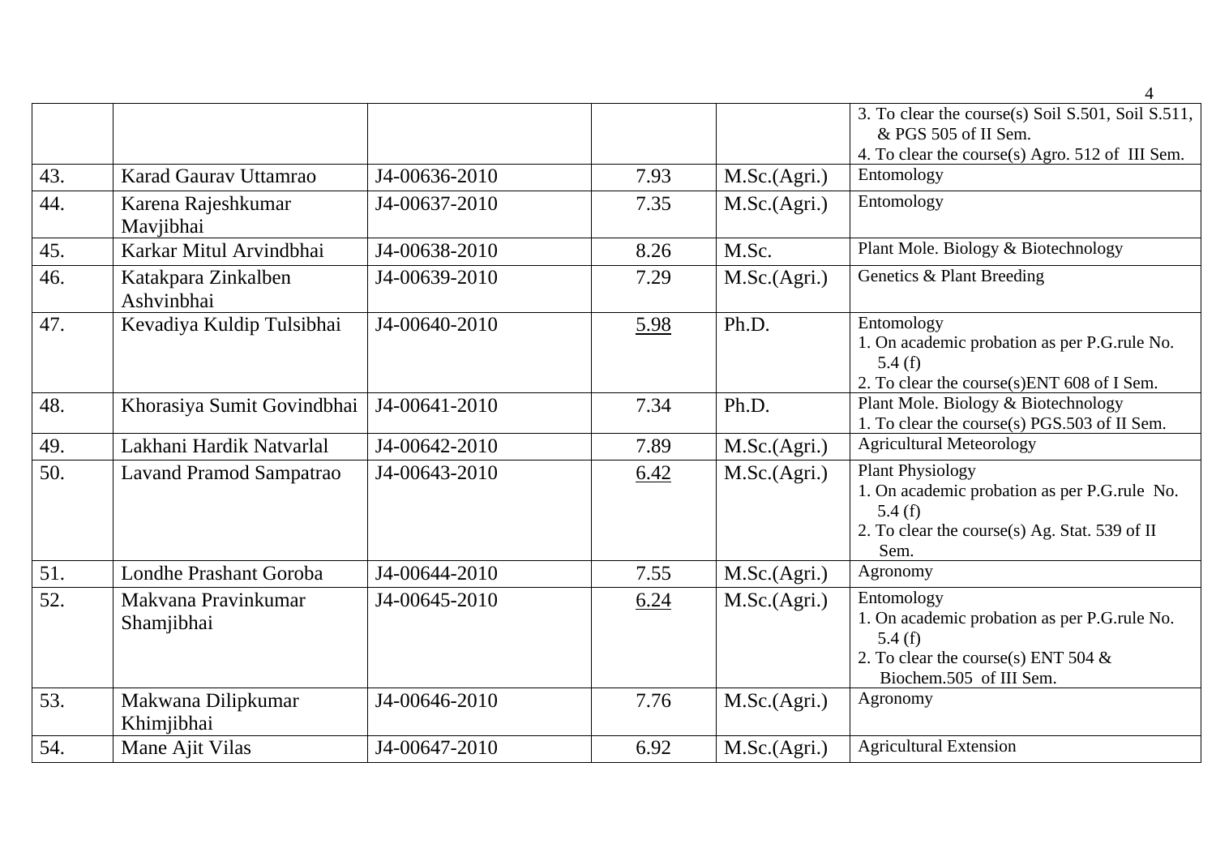| | | | | | |
|---|---|---|---|---|---|
| | | | | | 3. To clear the course(s) Soil S.501, Soil S.511, & PGS 505 of II Sem.<br>4. To clear the course(s) Agro. 512 of III Sem. |
| 43. | Karad Gaurav Uttamrao | J4-00636-2010 | 7.93 | M.Sc.(Agri.) | Entomology |
| 44. | Karena Rajeshkumar Mavjibhai | J4-00637-2010 | 7.35 | M.Sc.(Agri.) | Entomology |
| 45. | Karkar Mitul Arvindbhai | J4-00638-2010 | 8.26 | M.Sc. | Plant Mole. Biology & Biotechnology |
| 46. | Katakpara Zinkalben Ashvinbhai | J4-00639-2010 | 7.29 | M.Sc.(Agri.) | Genetics & Plant Breeding |
| 47. | Kevadiya Kuldip Tulsibhai | J4-00640-2010 | 5.98 | Ph.D. | Entomology<br>1. On academic probation as per P.G.rule No. 5.4 (f)<br>2. To clear the course(s)ENT 608 of I Sem. |
| 48. | Khorasiya Sumit Govindbhai | J4-00641-2010 | 7.34 | Ph.D. | Plant Mole. Biology & Biotechnology<br>1. To clear the course(s) PGS.503 of II Sem. |
| 49. | Lakhani Hardik Natvarlal | J4-00642-2010 | 7.89 | M.Sc.(Agri.) | Agricultural Meteorology |
| 50. | Lavand Pramod Sampatrao | J4-00643-2010 | 6.42 | M.Sc.(Agri.) | Plant Physiology<br>1. On academic probation as per P.G.rule No. 5.4 (f)<br>2. To clear the course(s) Ag. Stat. 539 of II Sem. |
| 51. | Londhe Prashant Goroba | J4-00644-2010 | 7.55 | M.Sc.(Agri.) | Agronomy |
| 52. | Makvana Pravinkumar Shamjibhai | J4-00645-2010 | 6.24 | M.Sc.(Agri.) | Entomology<br>1. On academic probation as per P.G.rule No. 5.4 (f)<br>2. To clear the course(s) ENT 504 & Biochem.505 of III Sem. |
| 53. | Makwana Dilipkumar Khimjibhai | J4-00646-2010 | 7.76 | M.Sc.(Agri.) | Agronomy |
| 54. | Mane Ajit Vilas | J4-00647-2010 | 6.92 | M.Sc.(Agri.) | Agricultural Extension |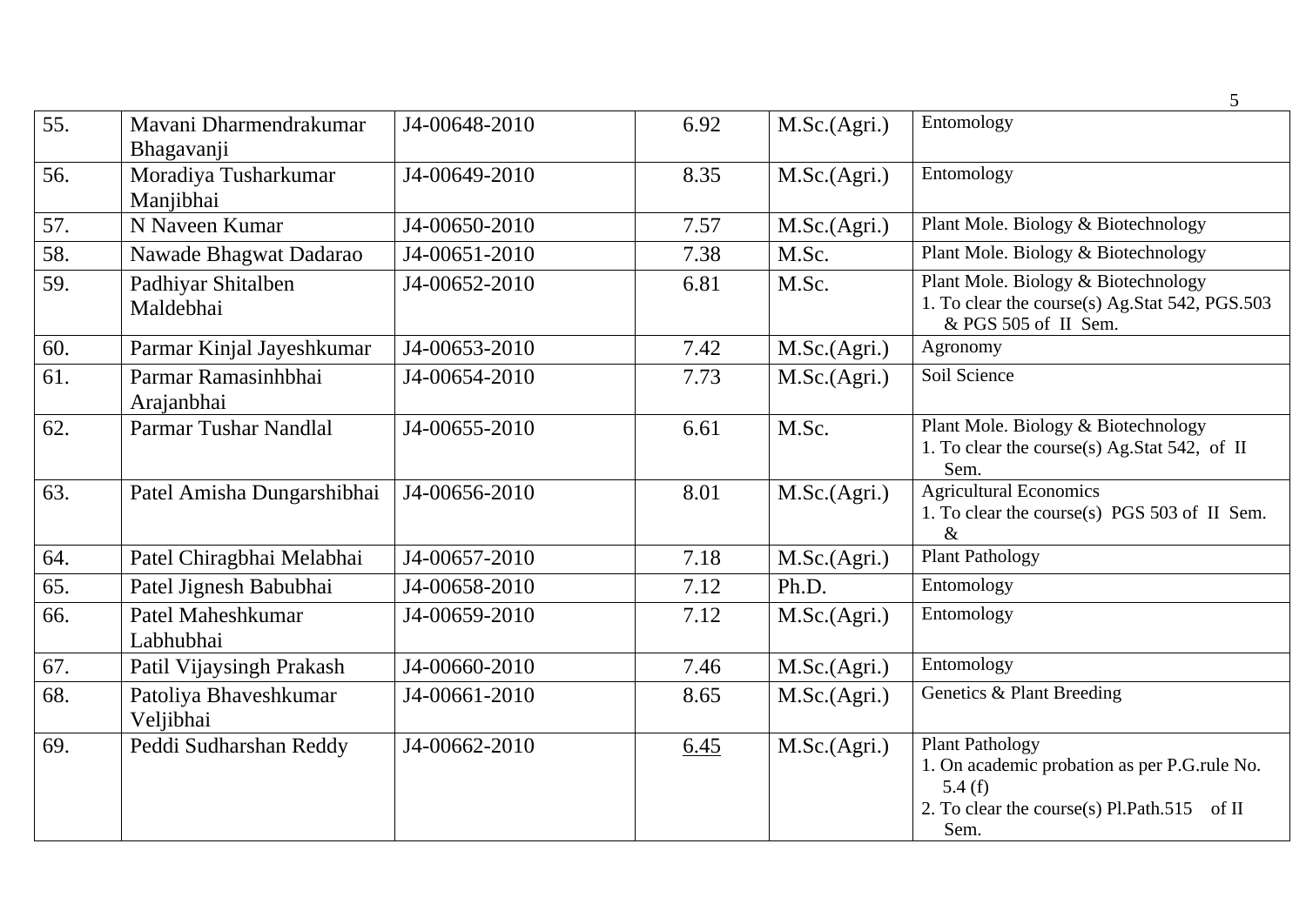| 55. | Mavani Dharmendrakumar Bhagavanji | J4-00648-2010 | 6.92 | M.Sc.(Agri.) | Entomology |
|---|---|---|---|---|---|
| 56. | Moradiya Tusharkumar Manjibhai | J4-00649-2010 | 8.35 | M.Sc.(Agri.) | Entomology |
| 57. | N Naveen Kumar | J4-00650-2010 | 7.57 | M.Sc.(Agri.) | Plant Mole. Biology & Biotechnology |
| 58. | Nawade Bhagwat Dadarao | J4-00651-2010 | 7.38 | M.Sc. | Plant Mole. Biology & Biotechnology |
| 59. | Padhiyar Shitalben Maldebhai | J4-00652-2010 | 6.81 | M.Sc. | Plant Mole. Biology & Biotechnology<br>1. To clear the course(s) Ag.Stat 542, PGS.503 & PGS 505 of II Sem. |
| 60. | Parmar Kinjal Jayeshkumar | J4-00653-2010 | 7.42 | M.Sc.(Agri.) | Agronomy |
| 61. | Parmar Ramasinhbhai Arajanbhai | J4-00654-2010 | 7.73 | M.Sc.(Agri.) | Soil Science |
| 62. | Parmar Tushar Nandlal | J4-00655-2010 | 6.61 | M.Sc. | Plant Mole. Biology & Biotechnology<br>1. To clear the course(s) Ag.Stat 542, of II Sem. |
| 63. | Patel Amisha Dungarshibhai | J4-00656-2010 | 8.01 | M.Sc.(Agri.) | Agricultural Economics<br>1. To clear the course(s) PGS 503 of II Sem. & |
| 64. | Patel Chiragbhai Melabhai | J4-00657-2010 | 7.18 | M.Sc.(Agri.) | Plant Pathology |
| 65. | Patel Jignesh Babubhai | J4-00658-2010 | 7.12 | Ph.D. | Entomology |
| 66. | Patel Maheshkumar Labhubhai | J4-00659-2010 | 7.12 | M.Sc.(Agri.) | Entomology |
| 67. | Patil Vijaysingh Prakash | J4-00660-2010 | 7.46 | M.Sc.(Agri.) | Entomology |
| 68. | Patoliya Bhaveshkumar Veljibhai | J4-00661-2010 | 8.65 | M.Sc.(Agri.) | Genetics & Plant Breeding |
| 69. | Peddi Sudharshan Reddy | J4-00662-2010 | 6.45 | M.Sc.(Agri.) | Plant Pathology<br>1. On academic probation as per P.G.rule No. 5.4 (f)<br>2. To clear the course(s) Pl.Path.515 of II Sem. |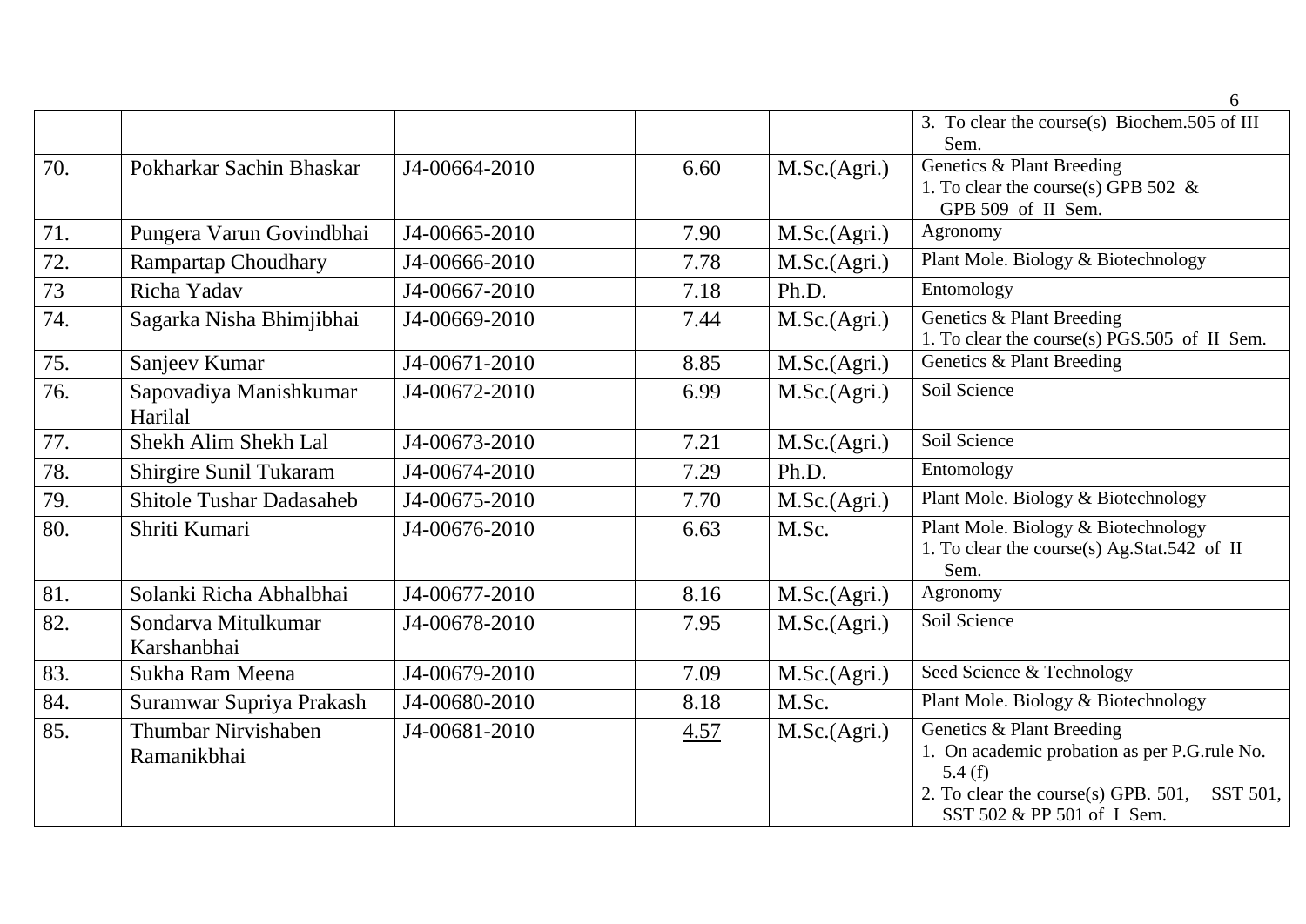| | | | | | |
|---|---|---|---|---|---|
| | | | | | 3. To clear the course(s) Biochem.505 of III Sem. |
| 70. | Pokharkar Sachin Bhaskar | J4-00664-2010 | 6.60 | M.Sc.(Agri.) | Genetics & Plant Breeding<br>1. To clear the course(s) GPB 502 & GPB 509 of II Sem. |
| 71. | Pungera Varun Govindbhai | J4-00665-2010 | 7.90 | M.Sc.(Agri.) | Agronomy |
| 72. | Rampartap Choudhary | J4-00666-2010 | 7.78 | M.Sc.(Agri.) | Plant Mole. Biology & Biotechnology |
| 73 | Richa Yadav | J4-00667-2010 | 7.18 | Ph.D. | Entomology |
| 74. | Sagarka Nisha Bhimjibhai | J4-00669-2010 | 7.44 | M.Sc.(Agri.) | Genetics & Plant Breeding<br>1. To clear the course(s) PGS.505 of II Sem. |
| 75. | Sanjeev Kumar | J4-00671-2010 | 8.85 | M.Sc.(Agri.) | Genetics & Plant Breeding |
| 76. | Sapovadiya Manishkumar Harilal | J4-00672-2010 | 6.99 | M.Sc.(Agri.) | Soil Science |
| 77. | Shekh Alim Shekh Lal | J4-00673-2010 | 7.21 | M.Sc.(Agri.) | Soil Science |
| 78. | Shirgire Sunil Tukaram | J4-00674-2010 | 7.29 | Ph.D. | Entomology |
| 79. | Shitole Tushar Dadasaheb | J4-00675-2010 | 7.70 | M.Sc.(Agri.) | Plant Mole. Biology & Biotechnology |
| 80. | Shriti Kumari | J4-00676-2010 | 6.63 | M.Sc. | Plant Mole. Biology & Biotechnology<br>1. To clear the course(s) Ag.Stat.542 of II Sem. |
| 81. | Solanki Richa Abhalbhai | J4-00677-2010 | 8.16 | M.Sc.(Agri.) | Agronomy |
| 82. | Sondarva Mitulkumar Karshanbhai | J4-00678-2010 | 7.95 | M.Sc.(Agri.) | Soil Science |
| 83. | Sukha Ram Meena | J4-00679-2010 | 7.09 | M.Sc.(Agri.) | Seed Science & Technology |
| 84. | Suramwar Supriya Prakash | J4-00680-2010 | 8.18 | M.Sc. | Plant Mole. Biology & Biotechnology |
| 85. | Thumbar Nirvishaben Ramanikbhai | J4-00681-2010 | 4.57 | M.Sc.(Agri.) | Genetics & Plant Breeding<br>1. On academic probation as per P.G.rule No. 5.4 (f)<br>2. To clear the course(s) GPB. 501, SST 501, SST 502 & PP 501 of I Sem. |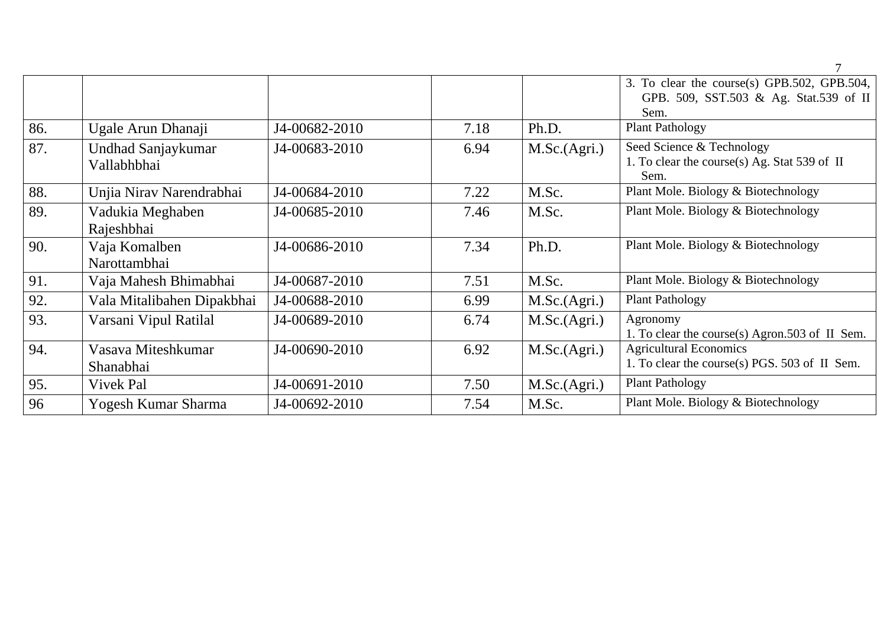| | | | | | |
|---|---|---|---|---|---|
| | | | | | 3. To clear the course(s) GPB.502, GPB.504, GPB. 509, SST.503 & Ag. Stat.539 of II Sem. |
| 86. | Ugale Arun Dhanaji | J4-00682-2010 | 7.18 | Ph.D. | Plant Pathology |
| 87. | Undhad Sanjaykumar Vallabhbhai | J4-00683-2010 | 6.94 | M.Sc.(Agri.) | Seed Science & Technology<br>1. To clear the course(s) Ag. Stat 539 of II Sem. |
| 88. | Unjia Nirav Narendrabhai | J4-00684-2010 | 7.22 | M.Sc. | Plant Mole. Biology & Biotechnology |
| 89. | Vadukia Meghaben Rajeshbhai | J4-00685-2010 | 7.46 | M.Sc. | Plant Mole. Biology & Biotechnology |
| 90. | Vaja Komalben Narottambhai | J4-00686-2010 | 7.34 | Ph.D. | Plant Mole. Biology & Biotechnology |
| 91. | Vaja Mahesh Bhimabhai | J4-00687-2010 | 7.51 | M.Sc. | Plant Mole. Biology & Biotechnology |
| 92. | Vala Mitalibahen Dipakbhai | J4-00688-2010 | 6.99 | M.Sc.(Agri.) | Plant Pathology |
| 93. | Varsani Vipul Ratilal | J4-00689-2010 | 6.74 | M.Sc.(Agri.) | Agronomy<br>1. To clear the course(s) Agron.503 of II Sem. |
| 94. | Vasava Miteshkumar Shanabhai | J4-00690-2010 | 6.92 | M.Sc.(Agri.) | Agricultural Economics<br>1. To clear the course(s) PGS. 503 of II Sem. |
| 95. | Vivek Pal | J4-00691-2010 | 7.50 | M.Sc.(Agri.) | Plant Pathology |
| 96 | Yogesh Kumar Sharma | J4-00692-2010 | 7.54 | M.Sc. | Plant Mole. Biology & Biotechnology |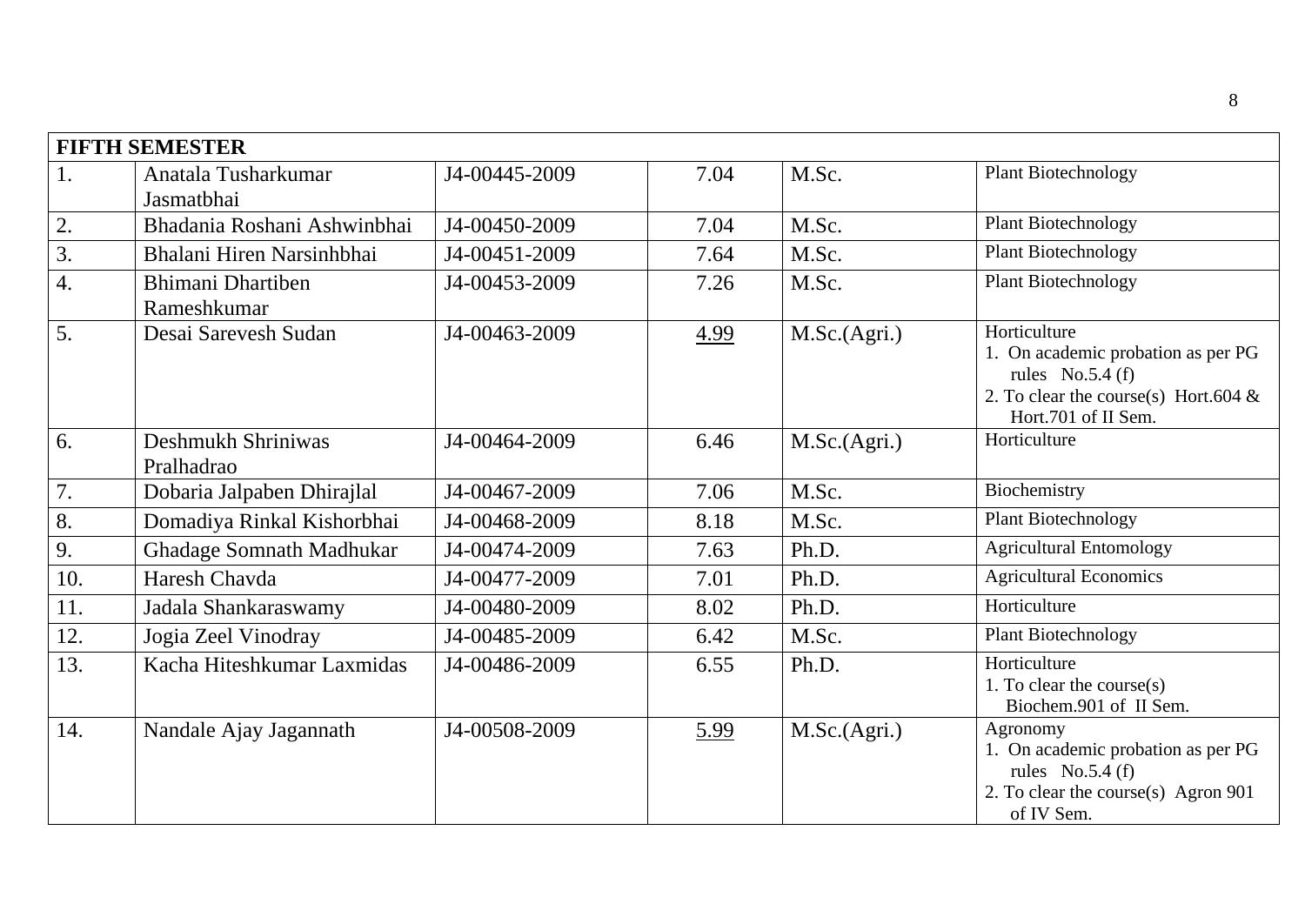| FIFTH SEMESTER | | | | | |
|---|---|---|---|---|---|
| 1. | Anatala Tusharkumar Jasmatbhai | J4-00445-2009 | 7.04 | M.Sc. | Plant Biotechnology |
| 2. | Bhadania Roshani Ashwinbhai | J4-00450-2009 | 7.04 | M.Sc. | Plant Biotechnology |
| 3. | Bhalani Hiren Narsinhbhai | J4-00451-2009 | 7.64 | M.Sc. | Plant Biotechnology |
| 4. | Bhimani Dhartiben Rameshkumar | J4-00453-2009 | 7.26 | M.Sc. | Plant Biotechnology |
| 5. | Desai Sarevesh Sudan | J4-00463-2009 | <u>4.99</u> | M.Sc.(Agri.) | Horticulture<br>1. On academic probation as per PG rules No.5.4 (f)<br>2. To clear the course(s) Hort.604 & Hort.701 of II Sem. |
| 6. | Deshmukh Shriniwas Pralhadrao | J4-00464-2009 | 6.46 | M.Sc.(Agri.) | Horticulture |
| 7. | Dobaria Jalpaben Dhirajlal | J4-00467-2009 | 7.06 | M.Sc. | Biochemistry |
| 8. | Domadiya Rinkal Kishorbhai | J4-00468-2009 | 8.18 | M.Sc. | Plant Biotechnology |
| 9. | Ghadage Somnath Madhukar | J4-00474-2009 | 7.63 | Ph.D. | Agricultural Entomology |
| 10. | Haresh Chavda | J4-00477-2009 | 7.01 | Ph.D. | Agricultural Economics |
| 11. | Jadala Shankaraswamy | J4-00480-2009 | 8.02 | Ph.D. | Horticulture |
| 12. | Jogia Zeel Vinodray | J4-00485-2009 | 6.42 | M.Sc. | Plant Biotechnology |
| 13. | Kacha Hiteshkumar Laxmidas | J4-00486-2009 | 6.55 | Ph.D. | Horticulture<br>1. To clear the course(s) Biochem.901 of II Sem. |
| 14. | Nandale Ajay Jagannath | J4-00508-2009 | <u>5.99</u> | M.Sc.(Agri.) | Agronomy<br>1. On academic probation as per PG rules No.5.4 (f)<br>2. To clear the course(s) Agron 901 of IV Sem. |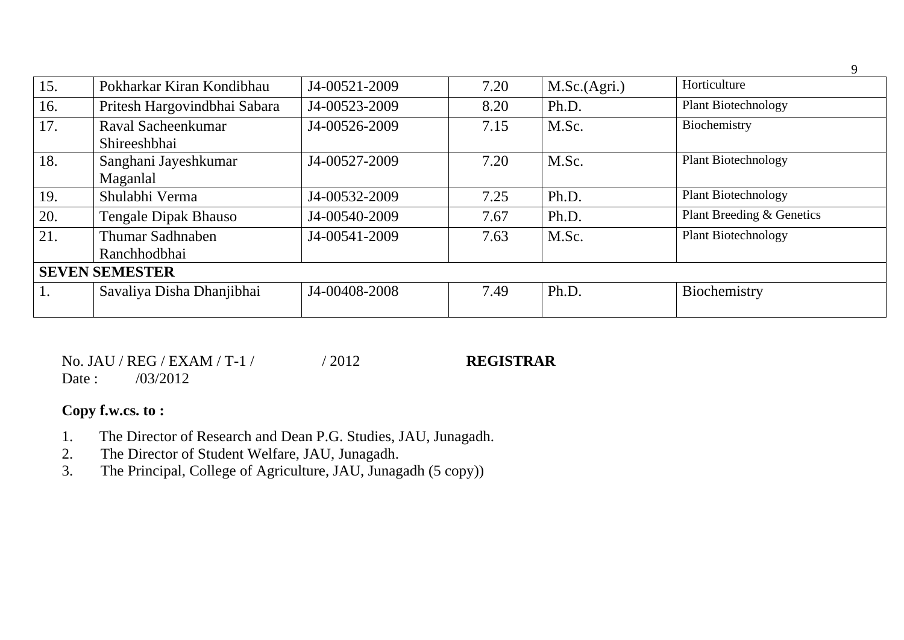| 15. | Pokharkar Kiran Kondibhau | J4-00521-2009 | 7.20 | M.Sc.(Agri.) | Horticulture |
|---|---|---|---|---|---|
| 16. | Pritesh Hargovindbhai Sabara | J4-00523-2009 | 8.20 | Ph.D. | Plant Biotechnology |
| 17. | Raval Sacheenkumar Shireeshbhai | J4-00526-2009 | 7.15 | M.Sc. | Biochemistry |
| 18. | Sanghani Jayeshkumar Maganlal | J4-00527-2009 | 7.20 | M.Sc. | Plant Biotechnology |
| 19. | Shulabhi Verma | J4-00532-2009 | 7.25 | Ph.D. | Plant Biotechnology |
| 20. | Tengale Dipak Bhauso | J4-00540-2009 | 7.67 | Ph.D. | Plant Breeding & Genetics |
| 21. | Thumar Sadhnaben Ranchhodbhai | J4-00541-2009 | 7.63 | M.Sc. | Plant Biotechnology |
| **SEVEN SEMESTER** | | | | | |
| 1. | Savaliya Disha Dhanjibhai | J4-00408-2008 | 7.49 | Ph.D. | Biochemistry |

No. JAU / REG / EXAM / T-1 / &nbsp;&nbsp;&nbsp;&nbsp; / 2012 &nbsp;&nbsp;&nbsp;&nbsp; **REGISTRAR**

Date : &nbsp;&nbsp; /03/2012

**Copy f.w.cs. to :**

1. The Director of Research and Dean P.G. Studies, JAU, Junagadh.
2. The Director of Student Welfare, JAU, Junagadh.
3. The Principal, College of Agriculture, JAU, Junagadh (5 copy))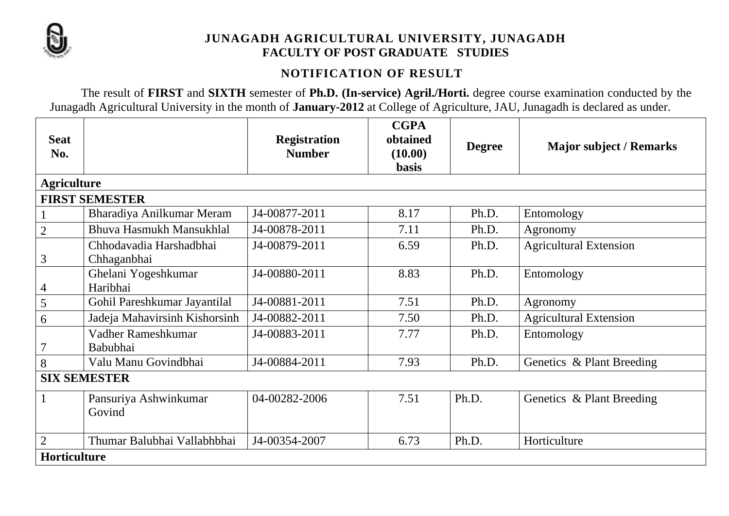# JUNAGADH AGRICULTURAL UNIVERSITY, JUNAGADH
## FACULTY OF POST GRADUATE STUDIES

### NOTIFICATION OF RESULT

The result of **FIRST** and **SIXTH** semester of **Ph.D. (In-service) Agril./Horti.** degree course examination conducted by the Junagadh Agricultural University in the month of **January-2012** at College of Agriculture, JAU, Junagadh is declared as under.

| Seat No. | | Registration Number | CGPA obtained (10.00) basis | Degree | Major subject / Remarks |
|---|---|---|---|---|---|
| **Agriculture** | | | | | |
| **FIRST SEMESTER** | | | | | |
| 1 | Bharadiya Anilkumar Meram | J4-00877-2011 | 8.17 | Ph.D. | Entomology |
| 2 | Bhuva Hasmukh Mansukhlal | J4-00878-2011 | 7.11 | Ph.D. | Agronomy |
| 3 | Chhodavadia Harshadbhai Chhaganbhai | J4-00879-2011 | 6.59 | Ph.D. | Agricultural Extension |
| 4 | Ghelani Yogeshkumar Haribhai | J4-00880-2011 | 8.83 | Ph.D. | Entomology |
| 5 | Gohil Pareshkumar Jayantilal | J4-00881-2011 | 7.51 | Ph.D. | Agronomy |
| 6 | Jadeja Mahavirsinh Kishorsinh | J4-00882-2011 | 7.50 | Ph.D. | Agricultural Extension |
| 7 | Vadher Rameshkumar Babubhai | J4-00883-2011 | 7.77 | Ph.D. | Entomology |
| 8 | Valu Manu Govindbhai | J4-00884-2011 | 7.93 | Ph.D. | Genetics & Plant Breeding |
| **SIX SEMESTER** | | | | | |
| 1 | Pansuriya Ashwinkumar Govind | 04-00282-2006 | 7.51 | Ph.D. | Genetics & Plant Breeding |
| 2 | Thumar Balubhai Vallabhbhai | J4-00354-2007 | 6.73 | Ph.D. | Horticulture |
| **Horticulture** | | | | | |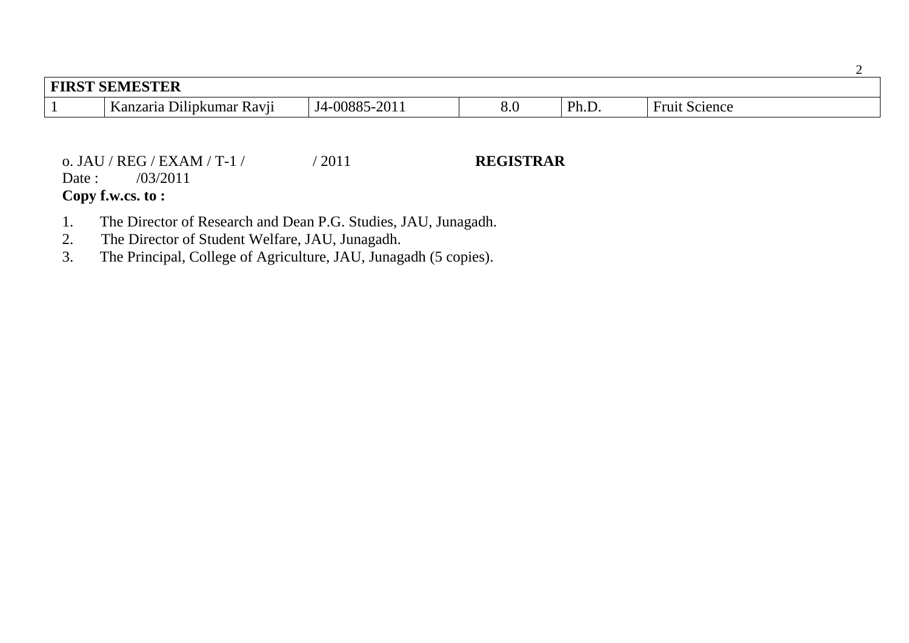| FIRST SEMESTER | | | | | |
|---|---|---|---|---|---|
| 1 | Kanzaria Dilipkumar Ravji | J4-00885-2011 | 8.0 | Ph.D. | Fruit Science |

o. JAU / REG / EXAM / T-1 / / 2011 **REGISTRAR**
Date : /03/2011
**Copy f.w.cs. to :**

1. The Director of Research and Dean P.G. Studies, JAU, Junagadh.
2. The Director of Student Welfare, JAU, Junagadh.
3. The Principal, College of Agriculture, JAU, Junagadh (5 copies).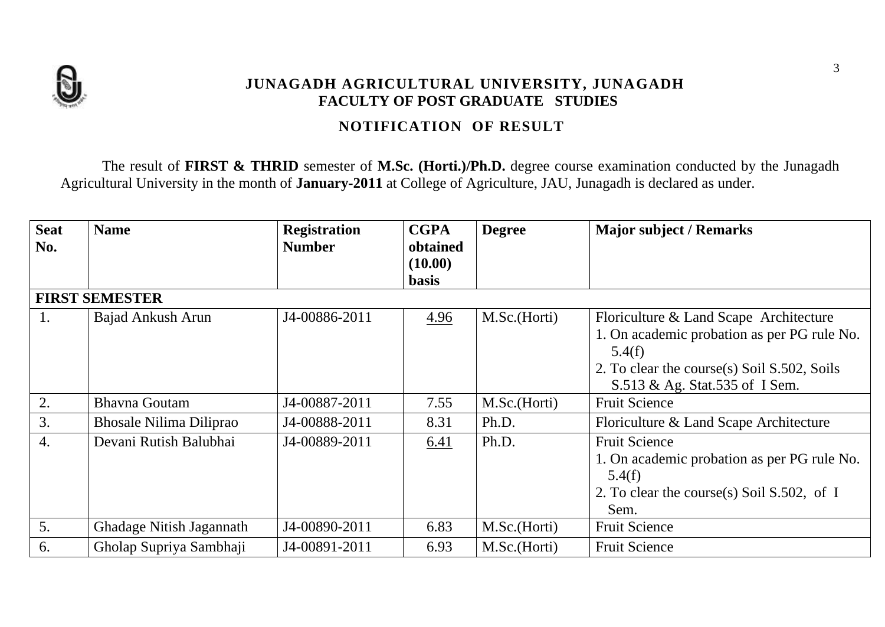# JUNAGADH AGRICULTURAL UNIVERSITY, JUNAGADH
## FACULTY OF POST GRADUATE STUDIES

### NOTIFICATION OF RESULT

The result of **FIRST & THRID** semester of **M.Sc. (Horti.)/Ph.D.** degree course examination conducted by the Junagadh Agricultural University in the month of **January-2011** at College of Agriculture, JAU, Junagadh is declared as under.

| Seat No. | Name | Registration Number | CGPA obtained (10.00) basis | Degree | Major subject / Remarks |
|---|---|---|---|---|---|
| **FIRST SEMESTER** | | | | | |
| 1. | Bajad Ankush Arun | J4-00886-2011 | <u>4.96</u> | M.Sc.(Horti) | Floriculture & Land Scape Architecture<br>1. On academic probation as per PG rule No. 5.4(f)<br>2. To clear the course(s) Soil S.502, Soils S.513 & Ag. Stat.535 of I Sem. |
| 2. | Bhavna Goutam | J4-00887-2011 | 7.55 | M.Sc.(Horti) | Fruit Science |
| 3. | Bhosale Nilima Diliprao | J4-00888-2011 | 8.31 | Ph.D. | Floriculture & Land Scape Architecture |
| 4. | Devani Rutish Balubhai | J4-00889-2011 | <u>6.41</u> | Ph.D. | Fruit Science<br>1. On academic probation as per PG rule No. 5.4(f)<br>2. To clear the course(s) Soil S.502, of I Sem. |
| 5. | Ghadage Nitish Jagannath | J4-00890-2011 | 6.83 | M.Sc.(Horti) | Fruit Science |
| 6. | Gholap Supriya Sambhaji | J4-00891-2011 | 6.93 | M.Sc.(Horti) | Fruit Science |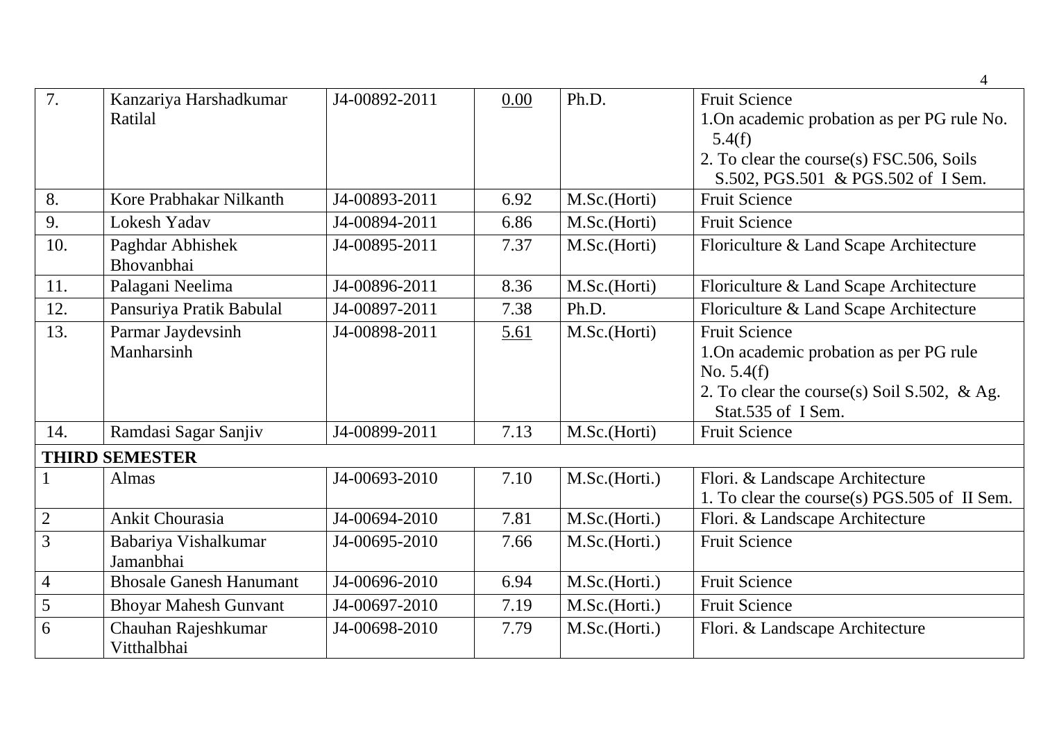| | | | | | |
|---|---|---|---|---|---|
| 7. | Kanzariya Harshadkumar Ratilal | J4-00892-2011 | 0.00 | Ph.D. | Fruit Science<br>1.On academic probation as per PG rule No. 5.4(f)<br>2. To clear the course(s) FSC.506, Soils S.502, PGS.501 & PGS.502 of I Sem. |
| 8. | Kore Prabhakar Nilkanth | J4-00893-2011 | 6.92 | M.Sc.(Horti) | Fruit Science |
| 9. | Lokesh Yadav | J4-00894-2011 | 6.86 | M.Sc.(Horti) | Fruit Science |
| 10. | Paghdar Abhishek Bhovanbhai | J4-00895-2011 | 7.37 | M.Sc.(Horti) | Floriculture & Land Scape Architecture |
| 11. | Palagani Neelima | J4-00896-2011 | 8.36 | M.Sc.(Horti) | Floriculture & Land Scape Architecture |
| 12. | Pansuriya Pratik Babulal | J4-00897-2011 | 7.38 | Ph.D. | Floriculture & Land Scape Architecture |
| 13. | Parmar Jaydevsinh Manharsinh | J4-00898-2011 | 5.61 | M.Sc.(Horti) | Fruit Science<br>1.On academic probation as per PG rule No. 5.4(f)<br>2. To clear the course(s) Soil S.502, & Ag. Stat.535 of I Sem. |
| 14. | Ramdasi Sagar Sanjiv | J4-00899-2011 | 7.13 | M.Sc.(Horti) | Fruit Science |
| **THIRD SEMESTER** | | | | | |
| 1 | Almas | J4-00693-2010 | 7.10 | M.Sc.(Horti.) | Flori. & Landscape Architecture<br>1. To clear the course(s) PGS.505 of II Sem. |
| 2 | Ankit Chourasia | J4-00694-2010 | 7.81 | M.Sc.(Horti.) | Flori. & Landscape Architecture |
| 3 | Babariya Vishalkumar Jamanbhai | J4-00695-2010 | 7.66 | M.Sc.(Horti.) | Fruit Science |
| 4 | Bhosale Ganesh Hanumant | J4-00696-2010 | 6.94 | M.Sc.(Horti.) | Fruit Science |
| 5 | Bhoyar Mahesh Gunvant | J4-00697-2010 | 7.19 | M.Sc.(Horti.) | Fruit Science |
| 6 | Chauhan Rajeshkumar Vitthalbhai | J4-00698-2010 | 7.79 | M.Sc.(Horti.) | Flori. & Landscape Architecture |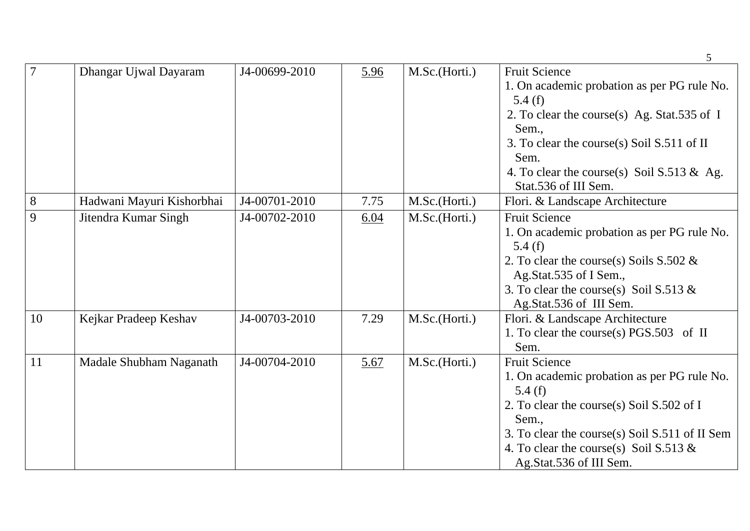| | | | | | |
|---|---|---|---|---|---|
| 7 | Dhangar Ujwal Dayaram | J4-00699-2010 | 5.96 | M.Sc.(Horti.) | Fruit Science<br>1. On academic probation as per PG rule No. 5.4 (f)<br>2. To clear the course(s) Ag. Stat.535 of I Sem.,<br>3. To clear the course(s) Soil S.511 of II Sem.<br>4. To clear the course(s) Soil S.513 & Ag. Stat.536 of III Sem. |
| 8 | Hadwani Mayuri Kishorbhai | J4-00701-2010 | 7.75 | M.Sc.(Horti.) | Flori. & Landscape Architecture |
| 9 | Jitendra Kumar Singh | J4-00702-2010 | 6.04 | M.Sc.(Horti.) | Fruit Science<br>1. On academic probation as per PG rule No. 5.4 (f)<br>2. To clear the course(s) Soils S.502 & Ag.Stat.535 of I Sem.,<br>3. To clear the course(s) Soil S.513 & Ag.Stat.536 of III Sem. |
| 10 | Kejkar Pradeep Keshav | J4-00703-2010 | 7.29 | M.Sc.(Horti.) | Flori. & Landscape Architecture<br>1. To clear the course(s) PGS.503 of II Sem. |
| 11 | Madale Shubham Naganath | J4-00704-2010 | 5.67 | M.Sc.(Horti.) | Fruit Science<br>1. On academic probation as per PG rule No. 5.4 (f)<br>2. To clear the course(s) Soil S.502 of I Sem.,<br>3. To clear the course(s) Soil S.511 of II Sem<br>4. To clear the course(s) Soil S.513 & Ag.Stat.536 of III Sem. |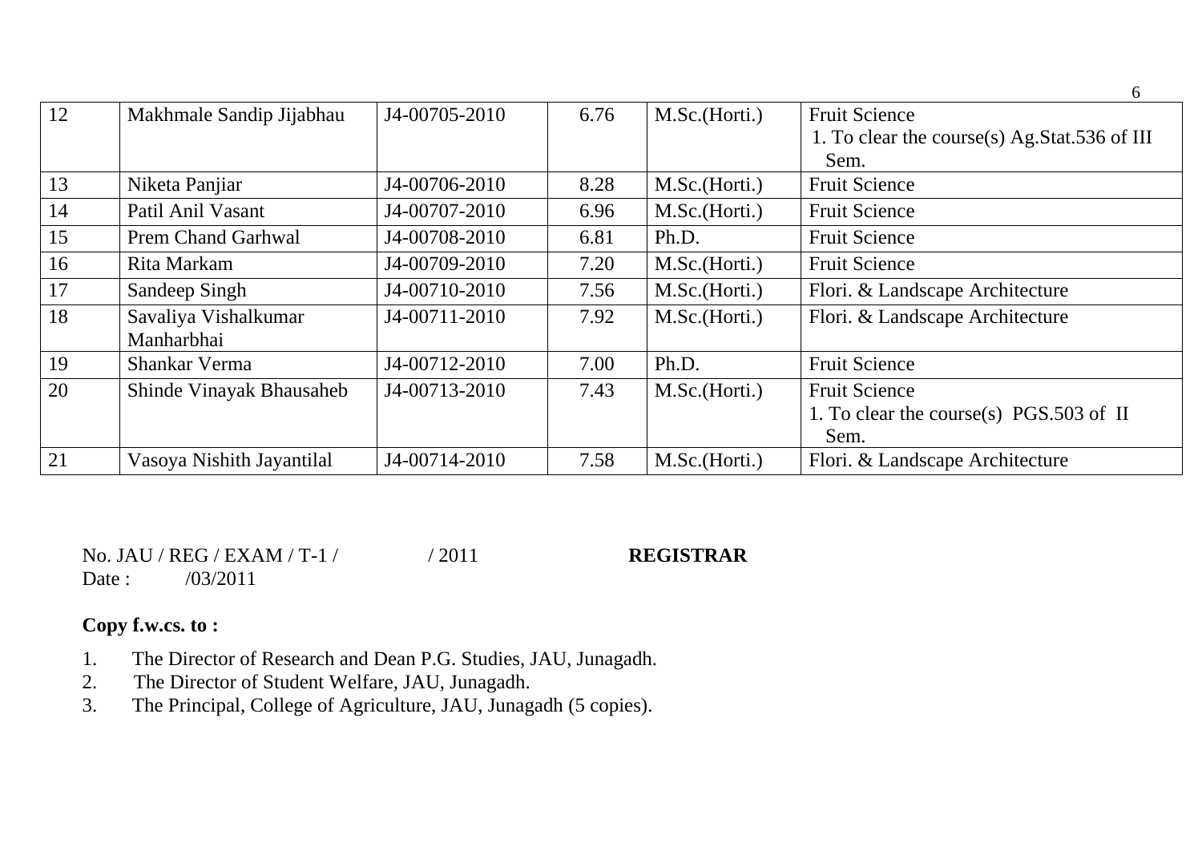| | | | | | |
|---|---|---|---|---|---|
| 12 | Makhmale Sandip Jijabhau | J4-00705-2010 | 6.76 | M.Sc.(Horti.) | Fruit Science<br>1. To clear the course(s) Ag.Stat.536 of III Sem. |
| 13 | Niketa Panjiar | J4-00706-2010 | 8.28 | M.Sc.(Horti.) | Fruit Science |
| 14 | Patil Anil Vasant | J4-00707-2010 | 6.96 | M.Sc.(Horti.) | Fruit Science |
| 15 | Prem Chand Garhwal | J4-00708-2010 | 6.81 | Ph.D. | Fruit Science |
| 16 | Rita Markam | J4-00709-2010 | 7.20 | M.Sc.(Horti.) | Fruit Science |
| 17 | Sandeep Singh | J4-00710-2010 | 7.56 | M.Sc.(Horti.) | Flori. & Landscape Architecture |
| 18 | Savaliya Vishalkumar Manharbhai | J4-00711-2010 | 7.92 | M.Sc.(Horti.) | Flori. & Landscape Architecture |
| 19 | Shankar Verma | J4-00712-2010 | 7.00 | Ph.D. | Fruit Science |
| 20 | Shinde Vinayak Bhausaheb | J4-00713-2010 | 7.43 | M.Sc.(Horti.) | Fruit Science<br>1. To clear the course(s) PGS.503 of II Sem. |
| 21 | Vasoya Nishith Jayantilal | J4-00714-2010 | 7.58 | M.Sc.(Horti.) | Flori. & Landscape Architecture |

No. JAU / REG / EXAM / T-1 / / 2011 **REGISTRAR**
Date : /03/2011

**Copy f.w.cs. to :**

1. The Director of Research and Dean P.G. Studies, JAU, Junagadh.
2. The Director of Student Welfare, JAU, Junagadh.
3. The Principal, College of Agriculture, JAU, Junagadh (5 copies).